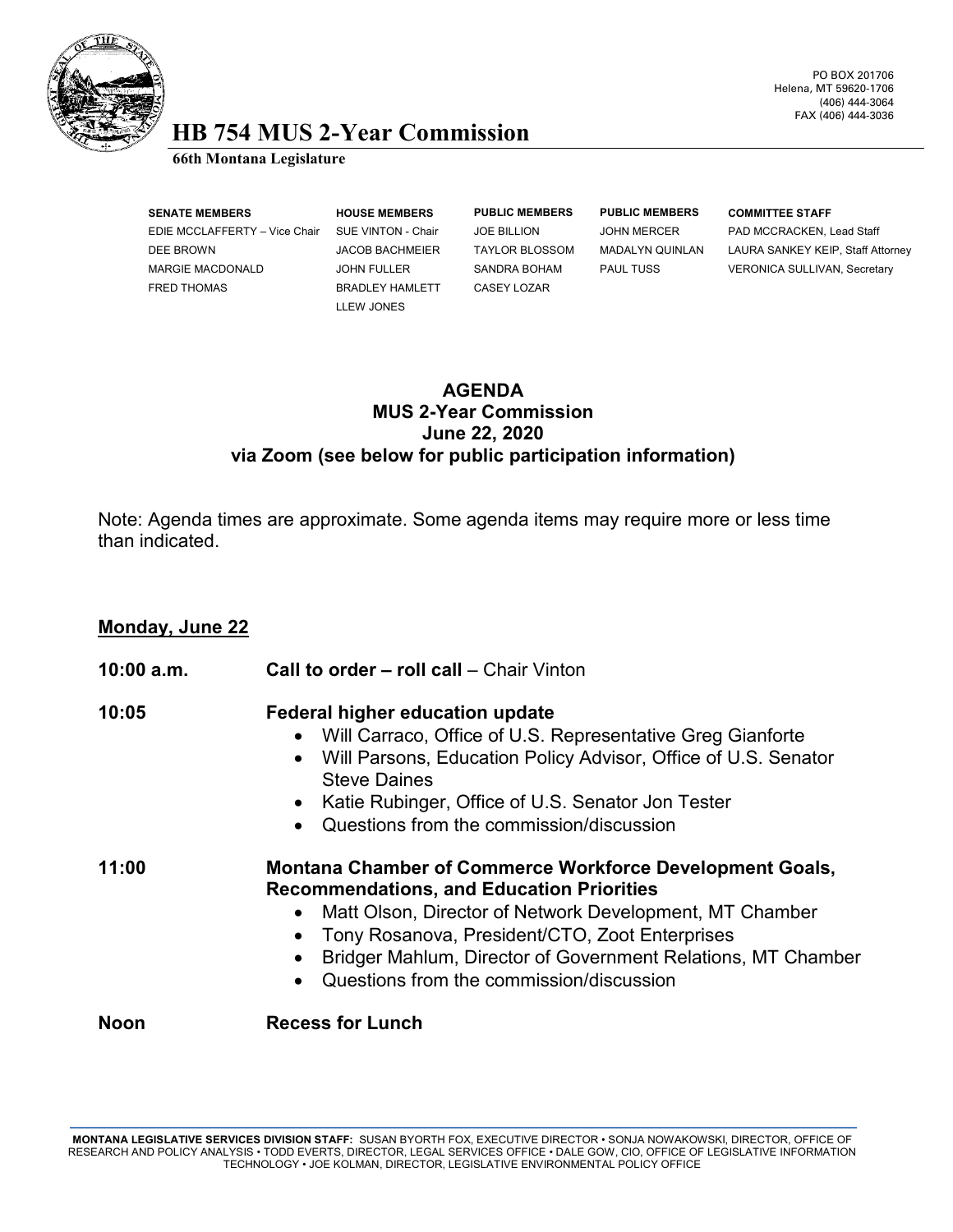PO BOX 201706
Helena, MT 59620-1706
(406) 444-3064
FAX (406) 444-3036

# HB 754 MUS 2-Year Commission

**66th Montana Legislature**

| SENATE MEMBERS | HOUSE MEMBERS | PUBLIC MEMBERS | PUBLIC MEMBERS | COMMITTEE STAFF |
|---|---|---|---|---|
| EDIE MCCLAFFERTY – Vice Chair | SUE VINTON - Chair | JOE BILLION | JOHN MERCER | PAD MCCRACKEN, Lead Staff |
| DEE BROWN | JACOB BACHMEIER | TAYLOR BLOSSOM | MADALYN QUINLAN | LAURA SANKEY KEIP, Staff Attorney |
| MARGIE MACDONALD | JOHN FULLER | SANDRA BOHAM | PAUL TUSS | VERONICA SULLIVAN, Secretary |
| FRED THOMAS | BRADLEY HAMLETT | CASEY LOZAR | | |
| | LLEW JONES | | | |

## AGENDA
## MUS 2-Year Commission
## June 22, 2020
## via Zoom (see below for public participation information)

Note: Agenda times are approximate. Some agenda items may require more or less time than indicated.

### Monday, June 22

**10:00 a.m.** **Call to order – roll call** – Chair Vinton

**10:05** **Federal higher education update**

- Will Carraco, Office of U.S. Representative Greg Gianforte
- Will Parsons, Education Policy Advisor, Office of U.S. Senator Steve Daines
- Katie Rubinger, Office of U.S. Senator Jon Tester
- Questions from the commission/discussion

**11:00** **Montana Chamber of Commerce Workforce Development Goals, Recommendations, and Education Priorities**

- Matt Olson, Director of Network Development, MT Chamber
- Tony Rosanova, President/CTO, Zoot Enterprises
- Bridger Mahlum, Director of Government Relations, MT Chamber
- Questions from the commission/discussion

**Noon** **Recess for Lunch**

**MONTANA LEGISLATIVE SERVICES DIVISION STAFF:** SUSAN BYORTH FOX, EXECUTIVE DIRECTOR • SONJA NOWAKOWSKI, DIRECTOR, OFFICE OF RESEARCH AND POLICY ANALYSIS • TODD EVERTS, DIRECTOR, LEGAL SERVICES OFFICE • DALE GOW, CIO, OFFICE OF LEGISLATIVE INFORMATION TECHNOLOGY • JOE KOLMAN, DIRECTOR, LEGISLATIVE ENVIRONMENTAL POLICY OFFICE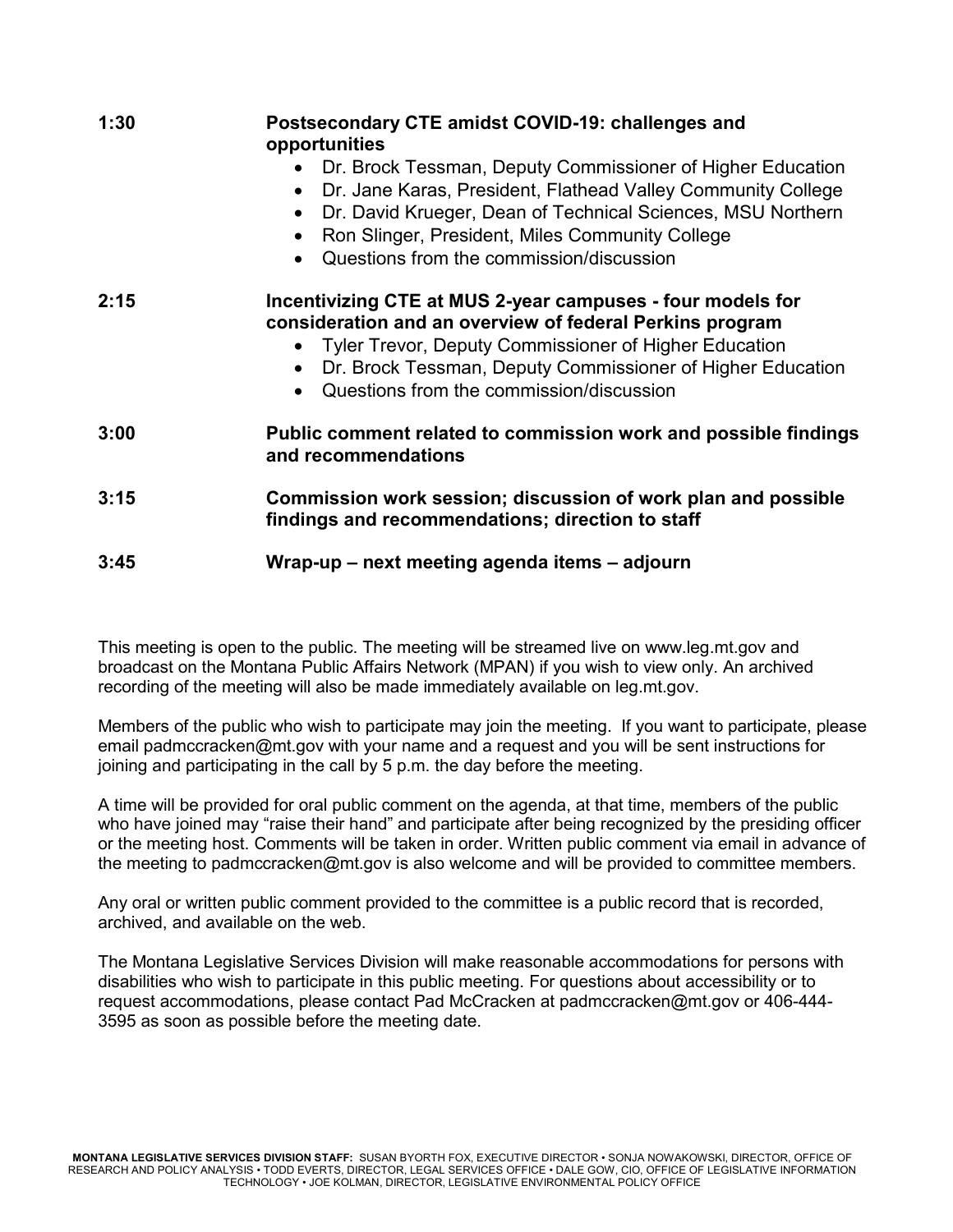**1:30** **Postsecondary CTE amidst COVID-19: challenges and opportunities**

- Dr. Brock Tessman, Deputy Commissioner of Higher Education
- Dr. Jane Karas, President, Flathead Valley Community College
- Dr. David Krueger, Dean of Technical Sciences, MSU Northern
- Ron Slinger, President, Miles Community College
- Questions from the commission/discussion

**2:15** **Incentivizing CTE at MUS 2-year campuses - four models for consideration and an overview of federal Perkins program**

- Tyler Trevor, Deputy Commissioner of Higher Education
- Dr. Brock Tessman, Deputy Commissioner of Higher Education
- Questions from the commission/discussion

**3:00** **Public comment related to commission work and possible findings and recommendations**

**3:15** **Commission work session; discussion of work plan and possible findings and recommendations; direction to staff**

**3:45** **Wrap-up – next meeting agenda items – adjourn**

This meeting is open to the public. The meeting will be streamed live on www.leg.mt.gov and broadcast on the Montana Public Affairs Network (MPAN) if you wish to view only. An archived recording of the meeting will also be made immediately available on leg.mt.gov.

Members of the public who wish to participate may join the meeting. If you want to participate, please email padmccracken@mt.gov with your name and a request and you will be sent instructions for joining and participating in the call by 5 p.m. the day before the meeting.

A time will be provided for oral public comment on the agenda, at that time, members of the public who have joined may "raise their hand" and participate after being recognized by the presiding officer or the meeting host. Comments will be taken in order. Written public comment via email in advance of the meeting to padmccracken@mt.gov is also welcome and will be provided to committee members.

Any oral or written public comment provided to the committee is a public record that is recorded, archived, and available on the web.

The Montana Legislative Services Division will make reasonable accommodations for persons with disabilities who wish to participate in this public meeting. For questions about accessibility or to request accommodations, please contact Pad McCracken at padmccracken@mt.gov or 406-444-3595 as soon as possible before the meeting date.

**MONTANA LEGISLATIVE SERVICES DIVISION STAFF:** SUSAN BYORTH FOX, EXECUTIVE DIRECTOR • SONJA NOWAKOWSKI, DIRECTOR, OFFICE OF RESEARCH AND POLICY ANALYSIS • TODD EVERTS, DIRECTOR, LEGAL SERVICES OFFICE • DALE GOW, CIO, OFFICE OF LEGISLATIVE INFORMATION TECHNOLOGY • JOE KOLMAN, DIRECTOR, LEGISLATIVE ENVIRONMENTAL POLICY OFFICE